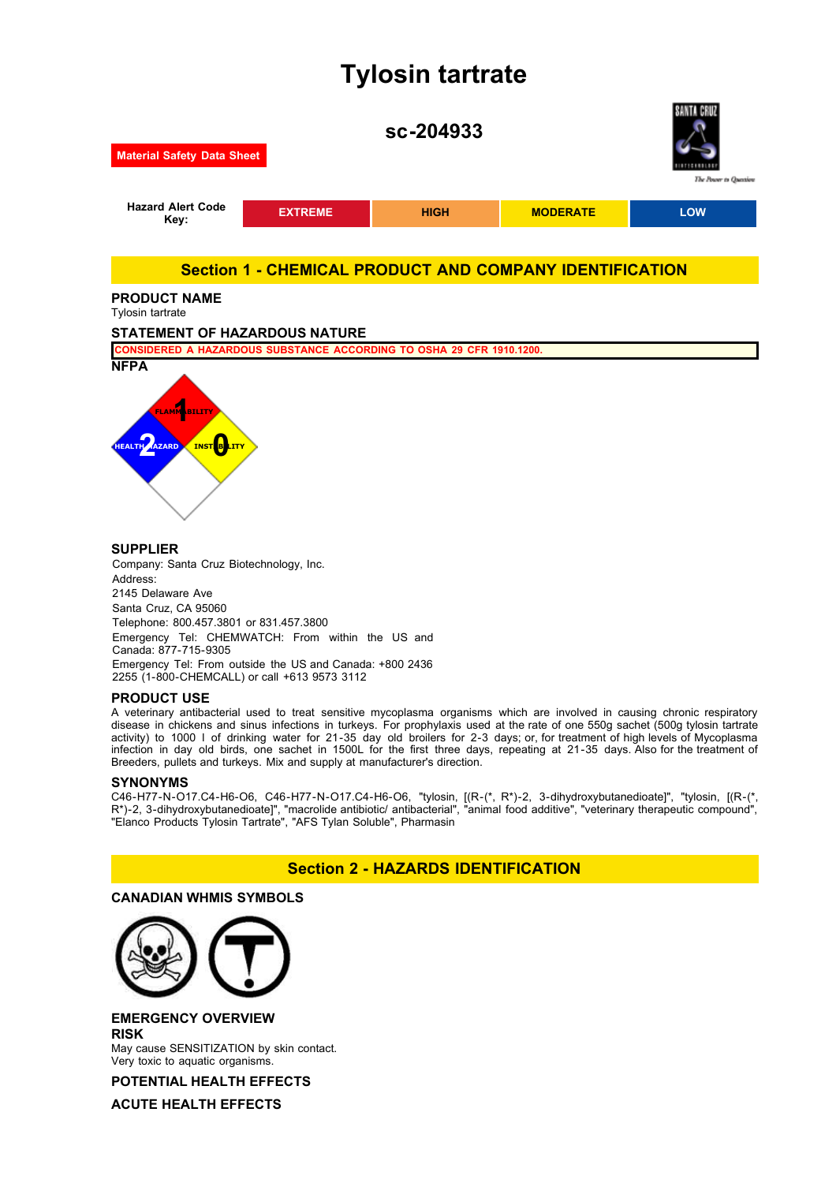# Tylosin tartrate

## sc-204933

**Material Safety Data Sheet**

| Hazard Alert Code Key: | EXTREME | HIGH | MODERATE | LOW |
|---|---|---|---|---|

## Section 1 - CHEMICAL PRODUCT AND COMPANY IDENTIFICATION

### PRODUCT NAME

Tylosin tartrate

### STATEMENT OF HAZARDOUS NATURE

CONSIDERED A HAZARDOUS SUBSTANCE ACCORDING TO OSHA 29 CFR 1910.1200.

### NFPA

FLAMMABILITY 1
HEALTH HAZARD 2
INSTABILITY 0

### SUPPLIER

Company: Santa Cruz Biotechnology, Inc.
Address:
2145 Delaware Ave
Santa Cruz, CA 95060
Telephone: 800.457.3801 or 831.457.3800
Emergency Tel: CHEMWATCH: From within the US and Canada: 877-715-9305
Emergency Tel: From outside the US and Canada: +800 2436 2255 (1-800-CHEMCALL) or call +613 9573 3112

### PRODUCT USE

A veterinary antibacterial used to treat sensitive mycoplasma organisms which are involved in causing chronic respiratory disease in chickens and sinus infections in turkeys. For prophylaxis used at the rate of one 550g sachet (500g tylosin tartrate activity) to 1000 l of drinking water for 21-35 day old broilers for 2-3 days; or, for treatment of high levels of Mycoplasma infection in day old birds, one sachet in 1500L for the first three days, repeating at 21-35 days. Also for the treatment of Breeders, pullets and turkeys. Mix and supply at manufacturer's direction.

### SYNONYMS

C46-H77-N-O17.C4-H6-O6, C46-H77-N-O17.C4-H6-O6, "tylosin, [(R-(*, R*)-2, 3-dihydroxybutanedioate]", "tylosin, [(R-(*, R*)-2, 3-dihydroxybutanedioate]", "macrolide antibiotic/ antibacterial", "animal food additive", "veterinary therapeutic compound", "Elanco Products Tylosin Tartrate", "AFS Tylan Soluble", Pharmasin

## Section 2 - HAZARDS IDENTIFICATION

### CANADIAN WHMIS SYMBOLS

### EMERGENCY OVERVIEW

### RISK

May cause SENSITIZATION by skin contact.
Very toxic to aquatic organisms.

### POTENTIAL HEALTH EFFECTS

### ACUTE HEALTH EFFECTS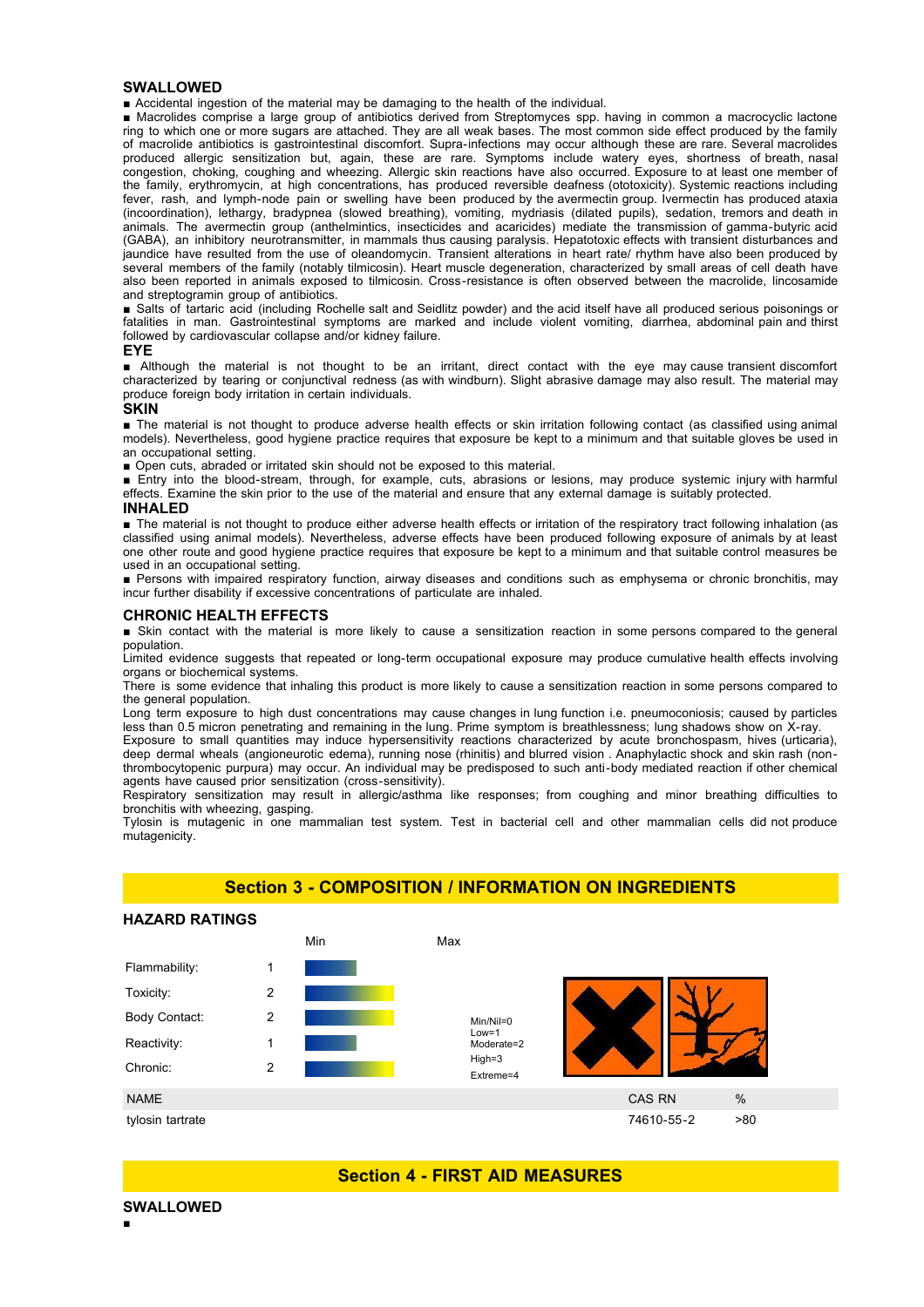### SWALLOWED

- Accidental ingestion of the material may be damaging to the health of the individual.
- Macrolides comprise a large group of antibiotics derived from Streptomyces spp. having in common a macrocyclic lactone ring to which one or more sugars are attached. They are all weak bases. The most common side effect produced by the family of macrolide antibiotics is gastrointestinal discomfort. Supra-infections may occur although these are rare. Several macrolides produced allergic sensitization but, again, these are rare. Symptoms include watery eyes, shortness of breath, nasal congestion, choking, coughing and wheezing. Allergic skin reactions have also occurred. Exposure to at least one member of the family, erythromycin, at high concentrations, has produced reversible deafness (ototoxicity). Systemic reactions including fever, rash, and lymph-node pain or swelling have been produced by the avermectin group. Ivermectin has produced ataxia (incoordination), lethargy, bradypnea (slowed breathing), vomiting, mydriasis (dilated pupils), sedation, tremors and death in animals. The avermectin group (anthelmintics, insecticides and acaricides) mediate the transmission of gamma-butyric acid (GABA), an inhibitory neurotransmitter, in mammals thus causing paralysis. Hepatotoxic effects with transient disturbances and jaundice have resulted from the use of oleandomycin. Transient alterations in heart rate/ rhythm have also been produced by several members of the family (notably tilmicosin). Heart muscle degeneration, characterized by small areas of cell death have also been reported in animals exposed to tilmicosin. Cross-resistance is often observed between the macrolide, lincosamide and streptogramin group of antibiotics.
- Salts of tartaric acid (including Rochelle salt and Seidlitz powder) and the acid itself have all produced serious poisonings or fatalities in man. Gastrointestinal symptoms are marked and include violent vomiting, diarrhea, abdominal pain and thirst followed by cardiovascular collapse and/or kidney failure.

### EYE

- Although the material is not thought to be an irritant, direct contact with the eye may cause transient discomfort characterized by tearing or conjunctival redness (as with windburn). Slight abrasive damage may also result. The material may produce foreign body irritation in certain individuals.

### SKIN

- The material is not thought to produce adverse health effects or skin irritation following contact (as classified using animal models). Nevertheless, good hygiene practice requires that exposure be kept to a minimum and that suitable gloves be used in an occupational setting.
- Open cuts, abraded or irritated skin should not be exposed to this material.
- Entry into the blood-stream, through, for example, cuts, abrasions or lesions, may produce systemic injury with harmful effects. Examine the skin prior to the use of the material and ensure that any external damage is suitably protected.

### INHALED

- The material is not thought to produce either adverse health effects or irritation of the respiratory tract following inhalation (as classified using animal models). Nevertheless, adverse effects have been produced following exposure of animals by at least one other route and good hygiene practice requires that exposure be kept to a minimum and that suitable control measures be used in an occupational setting.
- Persons with impaired respiratory function, airway diseases and conditions such as emphysema or chronic bronchitis, may incur further disability if excessive concentrations of particulate are inhaled.

### CHRONIC HEALTH EFFECTS

- Skin contact with the material is more likely to cause a sensitization reaction in some persons compared to the general population.

Limited evidence suggests that repeated or long-term occupational exposure may produce cumulative health effects involving organs or biochemical systems.

There is some evidence that inhaling this product is more likely to cause a sensitization reaction in some persons compared to the general population.

Long term exposure to high dust concentrations may cause changes in lung function i.e. pneumoconiosis; caused by particles less than 0.5 micron penetrating and remaining in the lung. Prime symptom is breathlessness; lung shadows show on X-ray.

Exposure to small quantities may induce hypersensitivity reactions characterized by acute bronchospasm, hives (urticaria), deep dermal wheals (angioneurotic edema), running nose (rhinitis) and blurred vision . Anaphylactic shock and skin rash (non-thrombocytopenic purpura) may occur. An individual may be predisposed to such anti-body mediated reaction if other chemical agents have caused prior sensitization (cross-sensitivity).

Respiratory sensitization may result in allergic/asthma like responses; from coughing and minor breathing difficulties to bronchitis with wheezing, gasping.

Tylosin is mutagenic in one mammalian test system. Test in bacterial cell and other mammalian cells did not produce mutagenicity.

## Section 3 - COMPOSITION / INFORMATION ON INGREDIENTS

### HAZARD RATINGS

| | Rating |
|---|---|
| Flammability: | 1 |
| Toxicity: | 2 |
| Body Contact: | 2 |
| Reactivity: | 1 |
| Chronic: | 2 |

Min/Nil=0
Low=1
Moderate=2
High=3
Extreme=4

| NAME | CAS RN | % |
|---|---|---|
| tylosin tartrate | 74610-55-2 | >80 |

## Section 4 - FIRST AID MEASURES

### SWALLOWED

-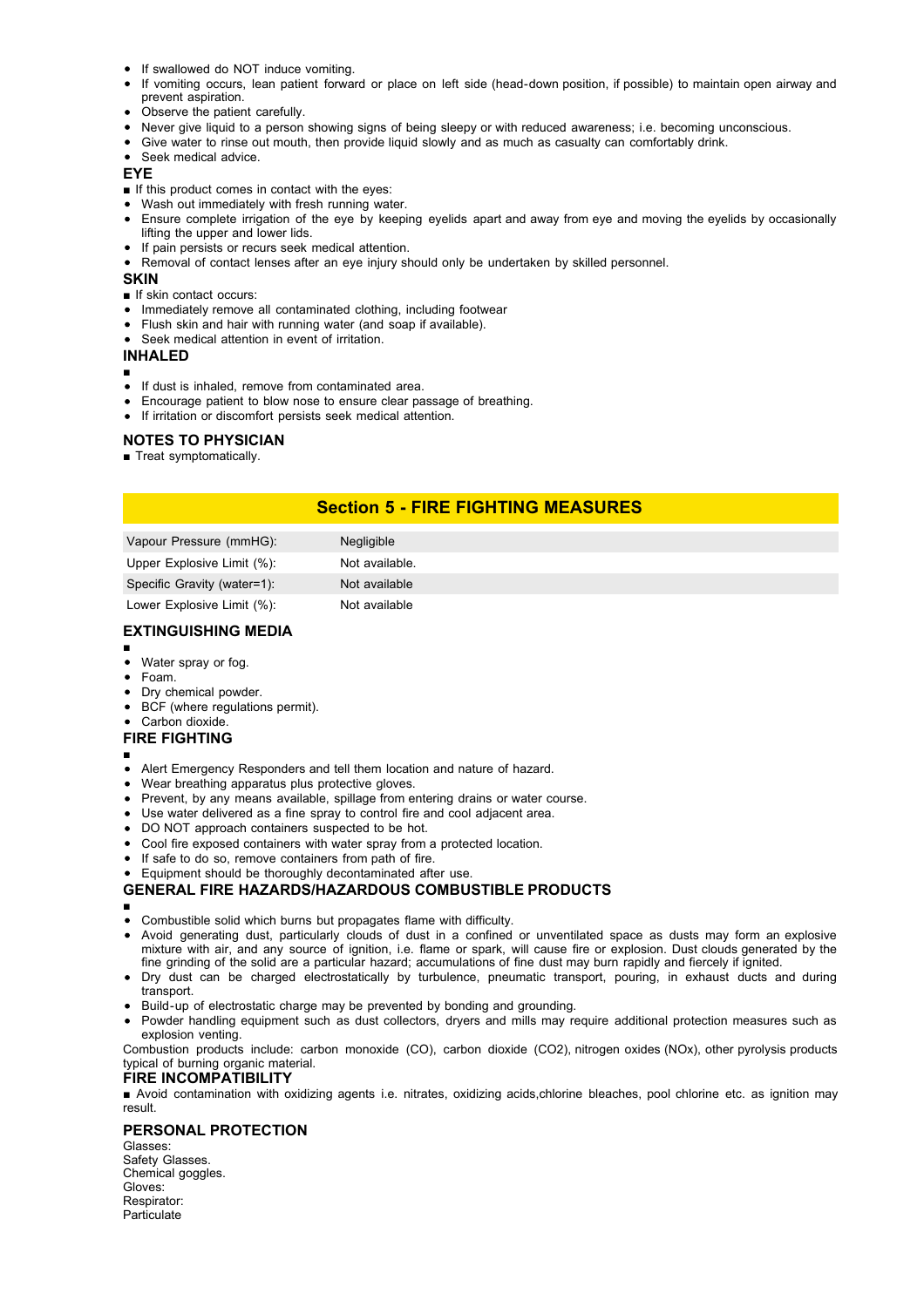- If swallowed do NOT induce vomiting.
- If vomiting occurs, lean patient forward or place on left side (head-down position, if possible) to maintain open airway and prevent aspiration.
- Observe the patient carefully.
- Never give liquid to a person showing signs of being sleepy or with reduced awareness; i.e. becoming unconscious.
- Give water to rinse out mouth, then provide liquid slowly and as much as casualty can comfortably drink.
- Seek medical advice.

### EYE

■ If this product comes in contact with the eyes:

- Wash out immediately with fresh running water.
- Ensure complete irrigation of the eye by keeping eyelids apart and away from eye and moving the eyelids by occasionally lifting the upper and lower lids.
- If pain persists or recurs seek medical attention.
- Removal of contact lenses after an eye injury should only be undertaken by skilled personnel.

### SKIN

■ If skin contact occurs:

- Immediately remove all contaminated clothing, including footwear
- Flush skin and hair with running water (and soap if available).
- Seek medical attention in event of irritation.

### INHALED

■

- If dust is inhaled, remove from contaminated area.
- Encourage patient to blow nose to ensure clear passage of breathing.
- If irritation or discomfort persists seek medical attention.

### NOTES TO PHYSICIAN

■ Treat symptomatically.

## Section 5 - FIRE FIGHTING MEASURES

| | |
|---|---|
| Vapour Pressure (mmHG): | Negligible |
| Upper Explosive Limit (%): | Not available. |
| Specific Gravity (water=1): | Not available |
| Lower Explosive Limit (%): | Not available |

### EXTINGUISHING MEDIA

■

- Water spray or fog.
- Foam.
- Dry chemical powder.
- BCF (where regulations permit).
- Carbon dioxide.

### FIRE FIGHTING

■

- Alert Emergency Responders and tell them location and nature of hazard.
- Wear breathing apparatus plus protective gloves.
- Prevent, by any means available, spillage from entering drains or water course.
- Use water delivered as a fine spray to control fire and cool adjacent area.
- DO NOT approach containers suspected to be hot.
- Cool fire exposed containers with water spray from a protected location.
- If safe to do so, remove containers from path of fire.
- Equipment should be thoroughly decontaminated after use.

### GENERAL FIRE HAZARDS/HAZARDOUS COMBUSTIBLE PRODUCTS

■

- Combustible solid which burns but propagates flame with difficulty.
- Avoid generating dust, particularly clouds of dust in a confined or unventilated space as dusts may form an explosive mixture with air, and any source of ignition, i.e. flame or spark, will cause fire or explosion. Dust clouds generated by the fine grinding of the solid are a particular hazard; accumulations of fine dust may burn rapidly and fiercely if ignited.
- Dry dust can be charged electrostatically by turbulence, pneumatic transport, pouring, in exhaust ducts and during transport.
- Build-up of electrostatic charge may be prevented by bonding and grounding.
- Powder handling equipment such as dust collectors, dryers and mills may require additional protection measures such as explosion venting.

Combustion products include: carbon monoxide (CO), carbon dioxide (CO2), nitrogen oxides (NOx), other pyrolysis products typical of burning organic material.

### FIRE INCOMPATIBILITY

■ Avoid contamination with oxidizing agents i.e. nitrates, oxidizing acids,chlorine bleaches, pool chlorine etc. as ignition may result.

### PERSONAL PROTECTION

Glasses:
Safety Glasses.
Chemical goggles.
Gloves:
Respirator:
Particulate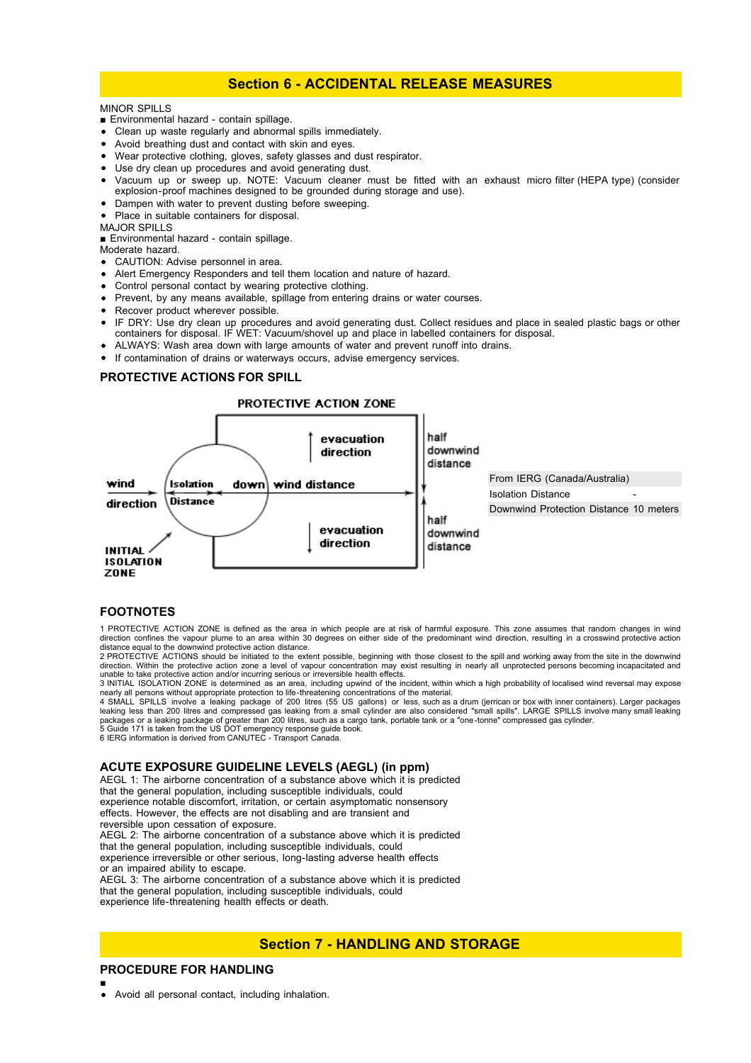## Section 6 - ACCIDENTAL RELEASE MEASURES

MINOR SPILLS

■ Environmental hazard - contain spillage.

- Clean up waste regularly and abnormal spills immediately.
- Avoid breathing dust and contact with skin and eyes.
- Wear protective clothing, gloves, safety glasses and dust respirator.
- Use dry clean up procedures and avoid generating dust.
- Vacuum up or sweep up. NOTE: Vacuum cleaner must be fitted with an exhaust micro filter (HEPA type) (consider explosion-proof machines designed to be grounded during storage and use).
- Dampen with water to prevent dusting before sweeping.
- Place in suitable containers for disposal.

MAJOR SPILLS

■ Environmental hazard - contain spillage.

Moderate hazard.

- CAUTION: Advise personnel in area.
- Alert Emergency Responders and tell them location and nature of hazard.
- Control personal contact by wearing protective clothing.
- Prevent, by any means available, spillage from entering drains or water courses.
- Recover product wherever possible.
- IF DRY: Use dry clean up procedures and avoid generating dust. Collect residues and place in sealed plastic bags or other containers for disposal. IF WET: Vacuum/shovel up and place in labelled containers for disposal.
- ALWAYS: Wash area down with large amounts of water and prevent runoff into drains.
- If contamination of drains or waterways occurs, advise emergency services.

### PROTECTIVE ACTIONS FOR SPILL

PROTECTIVE ACTION ZONE

wind direction → Isolation Distance | downwind distance | evacuation direction | half downwind distance | INITIAL ISOLATION ZONE

| From IERG (Canada/Australia) | |
|---|---|
| Isolation Distance | - |
| Downwind Protection Distance | 10 meters |

### FOOTNOTES

1 PROTECTIVE ACTION ZONE is defined as the area in which people are at risk of harmful exposure. This zone assumes that random changes in wind direction confines the vapour plume to an area within 30 degrees on either side of the predominant wind direction, resulting in a crosswind protective action distance equal to the downwind protective action distance.
2 PROTECTIVE ACTIONS should be initiated to the extent possible, beginning with those closest to the spill and working away from the site in the downwind direction. Within the protective action zone a level of vapour concentration may exist resulting in nearly all unprotected persons becoming incapacitated and unable to take protective action and/or incurring serious or irreversible health effects.
3 INITIAL ISOLATION ZONE is determined as an area, including upwind of the incident, within which a high probability of localised wind reversal may expose nearly all persons without appropriate protection to life-threatening concentrations of the material.
4 SMALL SPILLS involve a leaking package of 200 litres (55 US gallons) or less, such as a drum (jerrican or box with inner containers). Larger packages leaking less than 200 litres and compressed gas leaking from a small cylinder are also considered "small spills". LARGE SPILLS involve many small leaking packages or a leaking package of greater than 200 litres, such as a cargo tank, portable tank or a "one-tonne" compressed gas cylinder.
5 Guide 171 is taken from the US DOT emergency response guide book.
6 IERG information is derived from CANUTEC - Transport Canada.

### ACUTE EXPOSURE GUIDELINE LEVELS (AEGL) (in ppm)

AEGL 1: The airborne concentration of a substance above which it is predicted that the general population, including susceptible individuals, could experience notable discomfort, irritation, or certain asymptomatic nonsensory effects. However, the effects are not disabling and are transient and reversible upon cessation of exposure.
AEGL 2: The airborne concentration of a substance above which it is predicted that the general population, including susceptible individuals, could experience irreversible or other serious, long-lasting adverse health effects or an impaired ability to escape.
AEGL 3: The airborne concentration of a substance above which it is predicted that the general population, including susceptible individuals, could experience life-threatening health effects or death.

## Section 7 - HANDLING AND STORAGE

### PROCEDURE FOR HANDLING

■

- Avoid all personal contact, including inhalation.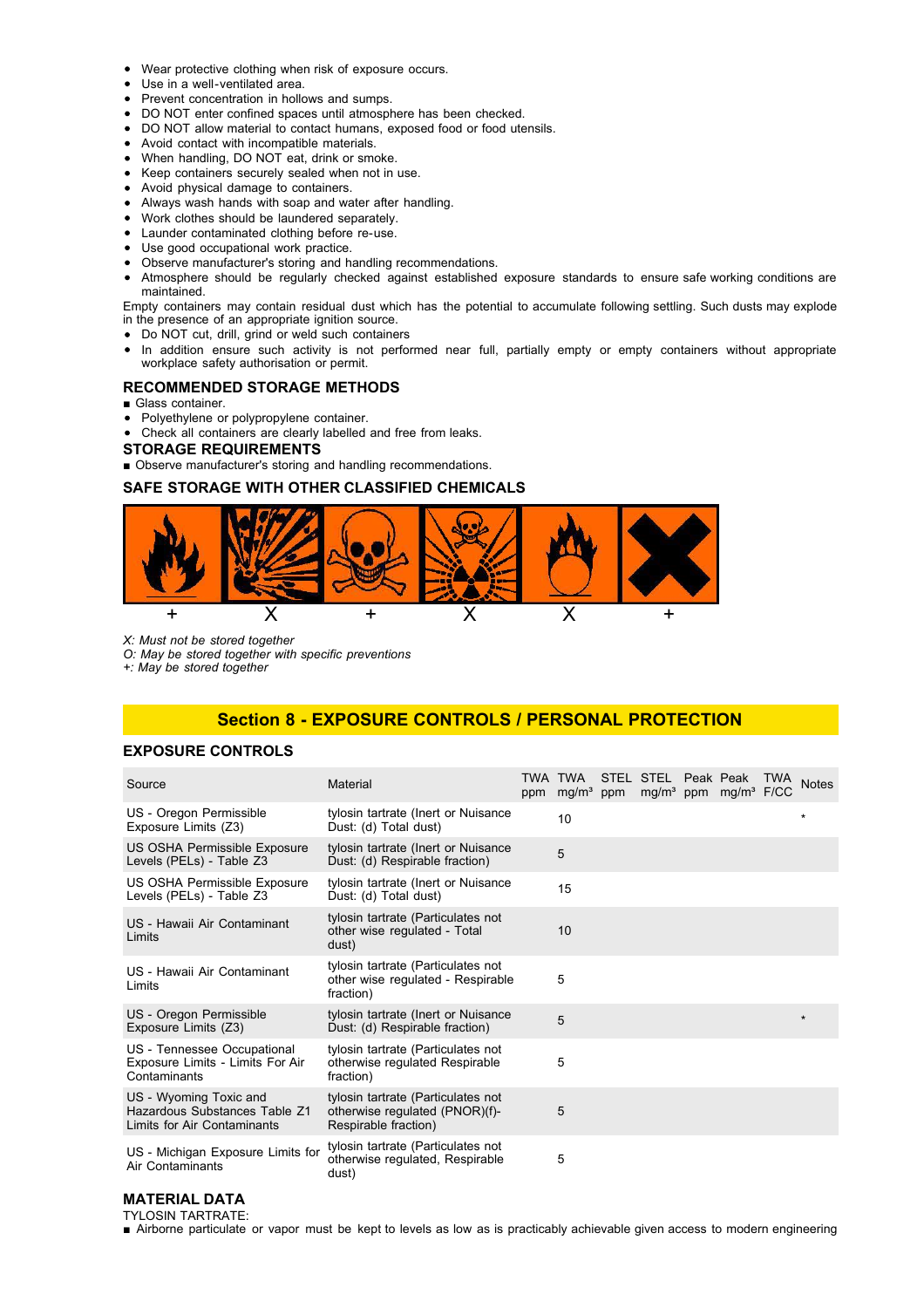- Wear protective clothing when risk of exposure occurs.
- Use in a well-ventilated area.
- Prevent concentration in hollows and sumps.
- DO NOT enter confined spaces until atmosphere has been checked.
- DO NOT allow material to contact humans, exposed food or food utensils.
- Avoid contact with incompatible materials.
- When handling, DO NOT eat, drink or smoke.
- Keep containers securely sealed when not in use.
- Avoid physical damage to containers.
- Always wash hands with soap and water after handling.
- Work clothes should be laundered separately.
- Launder contaminated clothing before re-use.
- Use good occupational work practice.
- Observe manufacturer's storing and handling recommendations.
- Atmosphere should be regularly checked against established exposure standards to ensure safe working conditions are maintained.

Empty containers may contain residual dust which has the potential to accumulate following settling. Such dusts may explode in the presence of an appropriate ignition source.

- Do NOT cut, drill, grind or weld such containers
- In addition ensure such activity is not performed near full, partially empty or empty containers without appropriate workplace safety authorisation or permit.

### RECOMMENDED STORAGE METHODS

■ Glass container.

- Polyethylene or polypropylene container.
- Check all containers are clearly labelled and free from leaks.

### STORAGE REQUIREMENTS

■ Observe manufacturer's storing and handling recommendations.

### SAFE STORAGE WITH OTHER CLASSIFIED CHEMICALS

| + | X | + | X | X | + |
|---|---|---|---|---|---|

*X: Must not be stored together*
*O: May be stored together with specific preventions*
*+: May be stored together*

## Section 8 - EXPOSURE CONTROLS / PERSONAL PROTECTION

### EXPOSURE CONTROLS

| Source | Material | TWA ppm | TWA mg/m³ | STEL ppm | STEL mg/m³ | Peak ppm | Peak mg/m³ | TWA F/CC | Notes |
|---|---|---|---|---|---|---|---|---|---|
| US - Oregon Permissible Exposure Limits (Z3) | tylosin tartrate (Inert or Nuisance Dust: (d) Total dust) | | 10 | | | | | | * |
| US OSHA Permissible Exposure Levels (PELs) - Table Z3 | tylosin tartrate (Inert or Nuisance Dust: (d) Respirable fraction) | | 5 | | | | | | |
| US OSHA Permissible Exposure Levels (PELs) - Table Z3 | tylosin tartrate (Inert or Nuisance Dust: (d) Total dust) | | 15 | | | | | | |
| US - Hawaii Air Contaminant Limits | tylosin tartrate (Particulates not other wise regulated - Total dust) | | 10 | | | | | | |
| US - Hawaii Air Contaminant Limits | tylosin tartrate (Particulates not other wise regulated - Respirable fraction) | | 5 | | | | | | |
| US - Oregon Permissible Exposure Limits (Z3) | tylosin tartrate (Inert or Nuisance Dust: (d) Respirable fraction) | | 5 | | | | | | * |
| US - Tennessee Occupational Exposure Limits - Limits For Air Contaminants | tylosin tartrate (Particulates not otherwise regulated Respirable fraction) | | 5 | | | | | | |
| US - Wyoming Toxic and Hazardous Substances Table Z1 Limits for Air Contaminants | tylosin tartrate (Particulates not otherwise regulated (PNOR)(f)- Respirable fraction) | | 5 | | | | | | |
| US - Michigan Exposure Limits for Air Contaminants | tylosin tartrate (Particulates not otherwise regulated, Respirable dust) | | 5 | | | | | | |

### MATERIAL DATA

TYLOSIN TARTRATE:

■ Airborne particulate or vapor must be kept to levels as low as is practicably achievable given access to modern engineering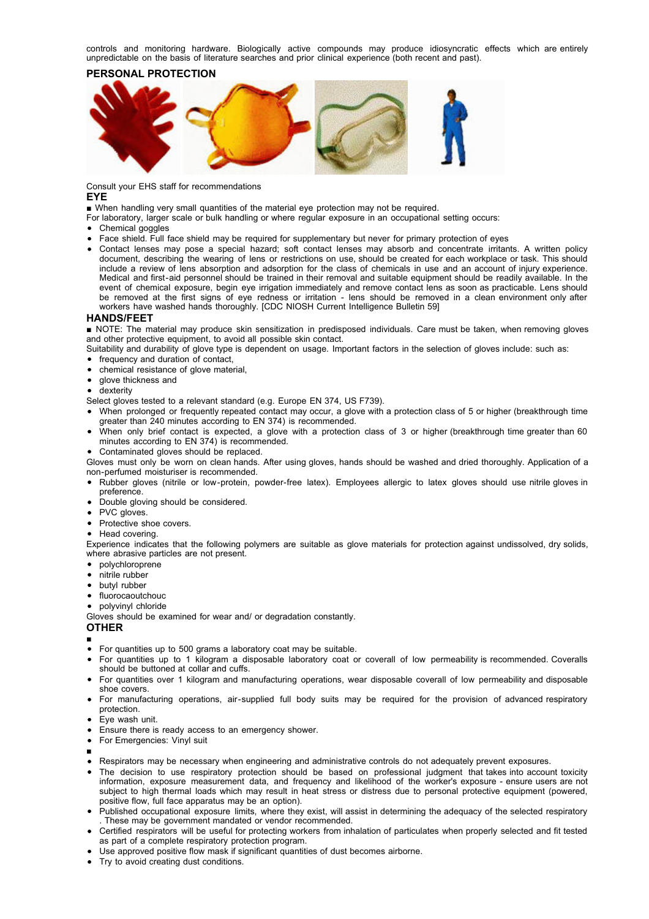controls and monitoring hardware. Biologically active compounds may produce idiosyncratic effects which are entirely unpredictable on the basis of literature searches and prior clinical experience (both recent and past).

## PERSONAL PROTECTION

Consult your EHS staff for recommendations

### EYE

■ When handling very small quantities of the material eye protection may not be required.

For laboratory, larger scale or bulk handling or where regular exposure in an occupational setting occurs:

- Chemical goggles
- Face shield. Full face shield may be required for supplementary but never for primary protection of eyes
- Contact lenses may pose a special hazard; soft contact lenses may absorb and concentrate irritants. A written policy document, describing the wearing of lens or restrictions on use, should be created for each workplace or task. This should include a review of lens absorption and adsorption for the class of chemicals in use and an account of injury experience. Medical and first-aid personnel should be trained in their removal and suitable equipment should be readily available. In the event of chemical exposure, begin eye irrigation immediately and remove contact lens as soon as practicable. Lens should be removed at the first signs of eye redness or irritation - lens should be removed in a clean environment only after workers have washed hands thoroughly. [CDC NIOSH Current Intelligence Bulletin 59]

### HANDS/FEET

■ NOTE: The material may produce skin sensitization in predisposed individuals. Care must be taken, when removing gloves and other protective equipment, to avoid all possible skin contact.

Suitability and durability of glove type is dependent on usage. Important factors in the selection of gloves include: such as:

- frequency and duration of contact,
- chemical resistance of glove material,
- glove thickness and
- dexterity

Select gloves tested to a relevant standard (e.g. Europe EN 374, US F739).

- When prolonged or frequently repeated contact may occur, a glove with a protection class of 5 or higher (breakthrough time greater than 240 minutes according to EN 374) is recommended.
- When only brief contact is expected, a glove with a protection class of 3 or higher (breakthrough time greater than 60 minutes according to EN 374) is recommended.
- Contaminated gloves should be replaced.

Gloves must only be worn on clean hands. After using gloves, hands should be washed and dried thoroughly. Application of a non-perfumed moisturiser is recommended.

- Rubber gloves (nitrile or low-protein, powder-free latex). Employees allergic to latex gloves should use nitrile gloves in preference.
- Double gloving should be considered.
- PVC gloves.
- Protective shoe covers.
- Head covering.

Experience indicates that the following polymers are suitable as glove materials for protection against undissolved, dry solids, where abrasive particles are not present.

- polychloroprene
- nitrile rubber
- butyl rubber
- fluorocaoutchouc
- polyvinyl chloride

Gloves should be examined for wear and/ or degradation constantly.

### OTHER

■

- For quantities up to 500 grams a laboratory coat may be suitable.
- For quantities up to 1 kilogram a disposable laboratory coat or coverall of low permeability is recommended. Coveralls should be buttoned at collar and cuffs.
- For quantities over 1 kilogram and manufacturing operations, wear disposable coverall of low permeability and disposable shoe covers.
- For manufacturing operations, air-supplied full body suits may be required for the provision of advanced respiratory protection.
- Eye wash unit.
- Ensure there is ready access to an emergency shower.
- For Emergencies: Vinyl suit

■

- Respirators may be necessary when engineering and administrative controls do not adequately prevent exposures.
- The decision to use respiratory protection should be based on professional judgment that takes into account toxicity information, exposure measurement data, and frequency and likelihood of the worker's exposure - ensure users are not subject to high thermal loads which may result in heat stress or distress due to personal protective equipment (powered, positive flow, full face apparatus may be an option).
- Published occupational exposure limits, where they exist, will assist in determining the adequacy of the selected respiratory . These may be government mandated or vendor recommended.
- Certified respirators will be useful for protecting workers from inhalation of particulates when properly selected and fit tested as part of a complete respiratory protection program.
- Use approved positive flow mask if significant quantities of dust becomes airborne.
- Try to avoid creating dust conditions.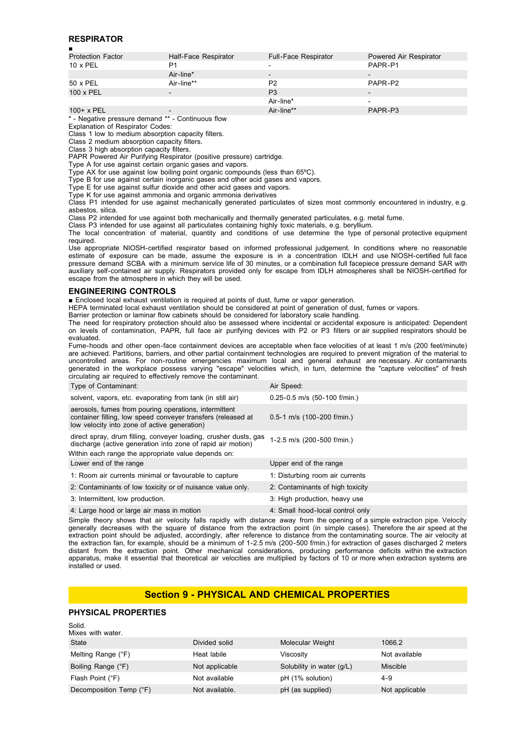### RESPIRATOR

■

| Protection Factor | Half-Face Respirator | Full-Face Respirator | Powered Air Respirator |
|---|---|---|---|
| 10 x PEL | P1 | - | PAPR-P1 |
| | Air-line* | - | - |
| 50 x PEL | Air-line** | P2 | PAPR-P2 |
| 100 x PEL | - | P3 | - |
| | | Air-line* | - |
| 100+ x PEL | - | Air-line** | PAPR-P3 |

* - Negative pressure demand ** - Continuous flow

Explanation of Respirator Codes:

Class 1 low to medium absorption capacity filters.

Class 2 medium absorption capacity filters.

Class 3 high absorption capacity filters.

PAPR Powered Air Purifying Respirator (positive pressure) cartridge.

Type A for use against certain organic gases and vapors.

Type AX for use against low boiling point organic compounds (less than 65ºC).

Type B for use against certain inorganic gases and other acid gases and vapors.

Type E for use against sulfur dioxide and other acid gases and vapors.

Type K for use against ammonia and organic ammonia derivatives

Class P1 intended for use against mechanically generated particulates of sizes most commonly encountered in industry, e.g. asbestos, silica.

Class P2 intended for use against both mechanically and thermally generated particulates, e.g. metal fume.

Class P3 intended for use against all particulates containing highly toxic materials, e.g. beryllium.

The local concentration of material, quantity and conditions of use determine the type of personal protective equipment required.

Use appropriate NIOSH-certified respirator based on informed professional judgement. In conditions where no reasonable estimate of exposure can be made, assume the exposure is in a concentration IDLH and use NIOSH-certified full face pressure demand SCBA with a minimum service life of 30 minutes, or a combination full facepiece pressure demand SAR with auxiliary self-contained air supply. Respirators provided only for escape from IDLH atmospheres shall be NIOSH-certified for escape from the atmosphere in which they will be used.

### ENGINEERING CONTROLS

■ Enclosed local exhaust ventilation is required at points of dust, fume or vapor generation.

HEPA terminated local exhaust ventilation should be considered at point of generation of dust, fumes or vapors.

Barrier protection or laminar flow cabinets should be considered for laboratory scale handling.

The need for respiratory protection should also be assessed where incidental or accidental exposure is anticipated: Dependent on levels of contamination, PAPR, full face air purifying devices with P2 or P3 filters or air supplied respirators should be evaluated.

Fume-hoods and other open-face containment devices are acceptable when face velocities of at least 1 m/s (200 feet/minute) are achieved. Partitions, barriers, and other partial containment technologies are required to prevent migration of the material to uncontrolled areas. For non-routine emergencies maximum local and general exhaust are necessary. Air contaminants generated in the workplace possess varying "escape" velocities which, in turn, determine the "capture velocities" of fresh circulating air required to effectively remove the contaminant.

| Type of Contaminant: | Air Speed: |
|---|---|
| solvent, vapors, etc. evaporating from tank (in still air) | 0.25-0.5 m/s (50-100 f/min.) |
| aerosols, fumes from pouring operations, intermittent container filling, low speed conveyer transfers (released at low velocity into zone of active generation) | 0.5-1 m/s (100-200 f/min.) |
| direct spray, drum filling, conveyer loading, crusher dusts, gas discharge (active generation into zone of rapid air motion) | 1-2.5 m/s (200-500 f/min.) |

Within each range the appropriate value depends on:

| Lower end of the range | Upper end of the range |
|---|---|
| 1: Room air currents minimal or favourable to capture | 1: Disturbing room air currents |
| 2: Contaminants of low toxicity or of nuisance value only. | 2: Contaminants of high toxicity |
| 3: Intermittent, low production. | 3: High production, heavy use |
| 4: Large hood or large air mass in motion | 4: Small hood-local control only |

Simple theory shows that air velocity falls rapidly with distance away from the opening of a simple extraction pipe. Velocity generally decreases with the square of distance from the extraction point (in simple cases). Therefore the air speed at the extraction point should be adjusted, accordingly, after reference to distance from the contaminating source. The air velocity at the extraction fan, for example, should be a minimum of 1-2.5 m/s (200-500 f/min.) for extraction of gases discharged 2 meters distant from the extraction point. Other mechanical considerations, producing performance deficits within the extraction apparatus, make it essential that theoretical air velocities are multiplied by factors of 10 or more when extraction systems are installed or used.

## Section 9 - PHYSICAL AND CHEMICAL PROPERTIES

### PHYSICAL PROPERTIES

Solid.

Mixes with water.

| State | Divided solid | Molecular Weight | 1066.2 |
|---|---|---|---|
| Melting Range (°F) | Heat labile | Viscosity | Not available |
| Boiling Range (°F) | Not applicable | Solubility in water (g/L) | Miscible |
| Flash Point (°F) | Not available | pH (1% solution) | 4-9 |
| Decomposition Temp (°F) | Not available. | pH (as supplied) | Not applicable |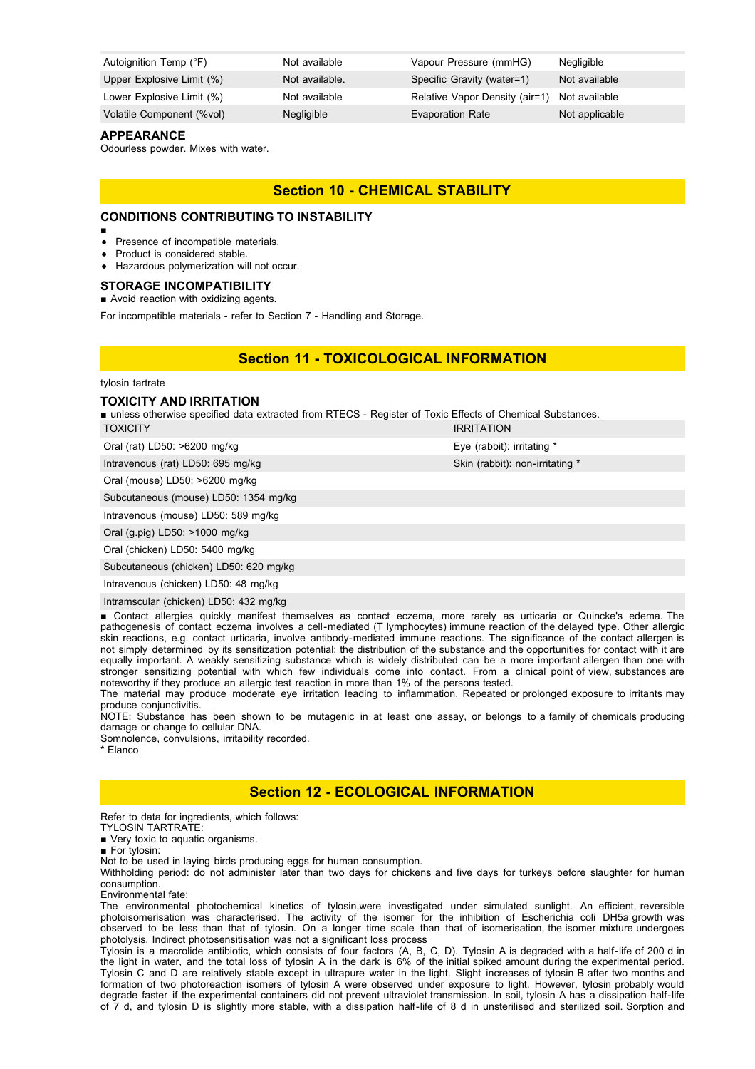| Autoignition Temp (°F) | Not available | Vapour Pressure (mmHG) | Negligible |
|---|---|---|---|
| Upper Explosive Limit (%) | Not available. | Specific Gravity (water=1) | Not available |
| Lower Explosive Limit (%) | Not available | Relative Vapor Density (air=1) | Not available |
| Volatile Component (%vol) | Negligible | Evaporation Rate | Not applicable |

### APPEARANCE

Odourless powder. Mixes with water.

## Section 10 - CHEMICAL STABILITY

### CONDITIONS CONTRIBUTING TO INSTABILITY

■

- Presence of incompatible materials.
- Product is considered stable.
- Hazardous polymerization will not occur.

### STORAGE INCOMPATIBILITY

■ Avoid reaction with oxidizing agents.

For incompatible materials - refer to Section 7 - Handling and Storage.

## Section 11 - TOXICOLOGICAL INFORMATION

tylosin tartrate

### TOXICITY AND IRRITATION

■ unless otherwise specified data extracted from RTECS - Register of Toxic Effects of Chemical Substances.

| TOXICITY | IRRITATION |
|---|---|
| Oral (rat) LD50: >6200 mg/kg | Eye (rabbit): irritating * |
| Intravenous (rat) LD50: 695 mg/kg | Skin (rabbit): non-irritating * |
| Oral (mouse) LD50: >6200 mg/kg | |
| Subcutaneous (mouse) LD50: 1354 mg/kg | |
| Intravenous (mouse) LD50: 589 mg/kg | |
| Oral (g.pig) LD50: >1000 mg/kg | |
| Oral (chicken) LD50: 5400 mg/kg | |
| Subcutaneous (chicken) LD50: 620 mg/kg | |
| Intravenous (chicken) LD50: 48 mg/kg | |
| Intramscular (chicken) LD50: 432 mg/kg | |

■ Contact allergies quickly manifest themselves as contact eczema, more rarely as urticaria or Quincke's edema. The pathogenesis of contact eczema involves a cell-mediated (T lymphocytes) immune reaction of the delayed type. Other allergic skin reactions, e.g. contact urticaria, involve antibody-mediated immune reactions. The significance of the contact allergen is not simply determined by its sensitization potential: the distribution of the substance and the opportunities for contact with it are equally important. A weakly sensitizing substance which is widely distributed can be a more important allergen than one with stronger sensitizing potential with which few individuals come into contact. From a clinical point of view, substances are noteworthy if they produce an allergic test reaction in more than 1% of the persons tested.

The material may produce moderate eye irritation leading to inflammation. Repeated or prolonged exposure to irritants may produce conjunctivitis.

NOTE: Substance has been shown to be mutagenic in at least one assay, or belongs to a family of chemicals producing damage or change to cellular DNA.

Somnolence, convulsions, irritability recorded.

* Elanco

## Section 12 - ECOLOGICAL INFORMATION

Refer to data for ingredients, which follows:

TYLOSIN TARTRATE:

■ Very toxic to aquatic organisms.

■ For tylosin:

Not to be used in laying birds producing eggs for human consumption.

Withholding period: do not administer later than two days for chickens and five days for turkeys before slaughter for human consumption.

Environmental fate:

The environmental photochemical kinetics of tylosin,were investigated under simulated sunlight. An efficient, reversible photoisomerisation was characterised. The activity of the isomer for the inhibition of Escherichia coli DH5a growth was observed to be less than that of tylosin. On a longer time scale than that of isomerisation, the isomer mixture undergoes photolysis. Indirect photosensitisation was not a significant loss process

Tylosin is a macrolide antibiotic, which consists of four factors (A, B, C, D). Tylosin A is degraded with a half-life of 200 d in the light in water, and the total loss of tylosin A in the dark is 6% of the initial spiked amount during the experimental period. Tylosin C and D are relatively stable except in ultrapure water in the light. Slight increases of tylosin B after two months and formation of two photoreaction isomers of tylosin A were observed under exposure to light. However, tylosin probably would degrade faster if the experimental containers did not prevent ultraviolet transmission. In soil, tylosin A has a dissipation half-life of 7 d, and tylosin D is slightly more stable, with a dissipation half-life of 8 d in unsterilised and sterilized soil. Sorption and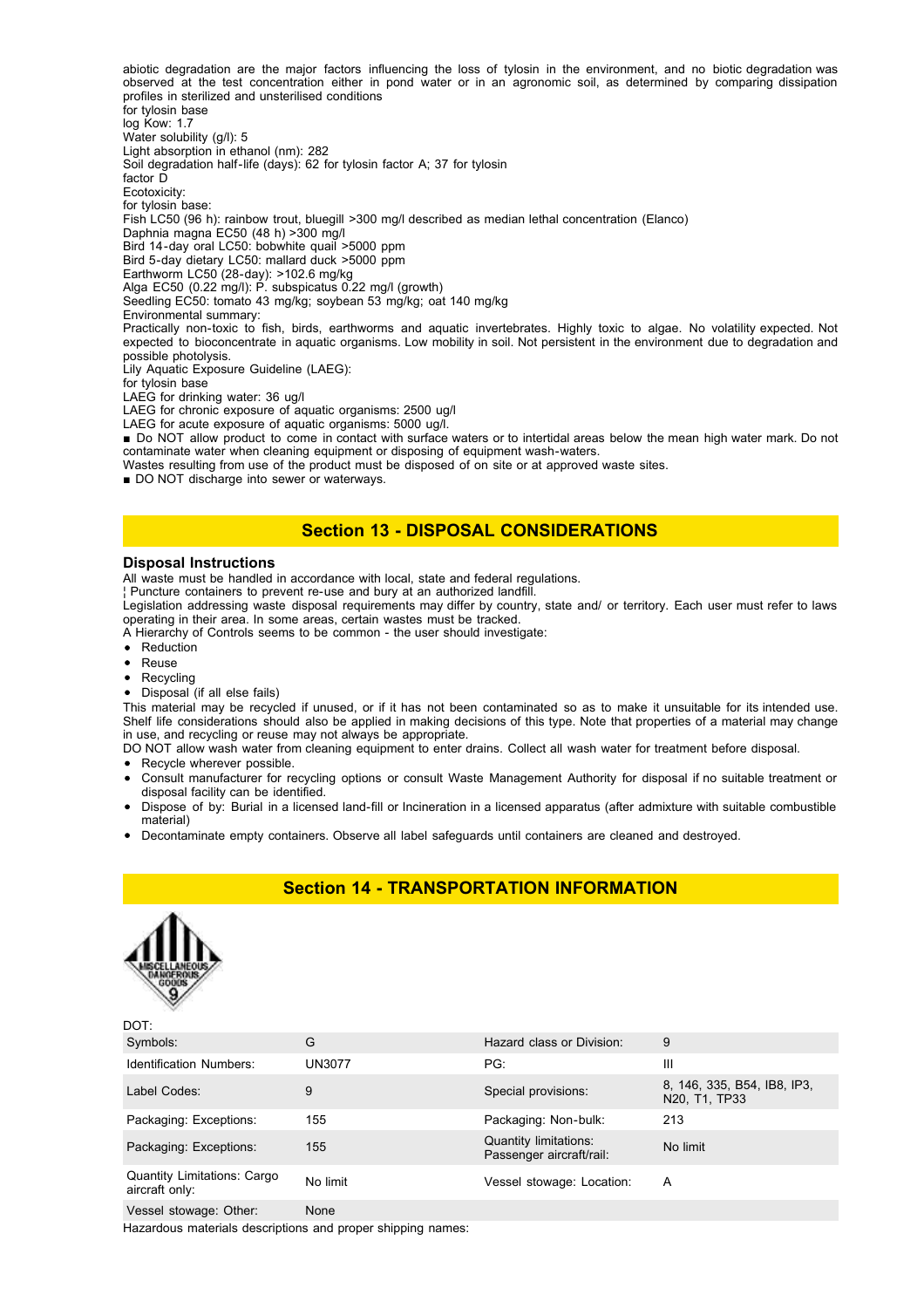abiotic degradation are the major factors influencing the loss of tylosin in the environment, and no biotic degradation was observed at the test concentration either in pond water or in an agronomic soil, as determined by comparing dissipation profiles in sterilized and unsterilised conditions
for tylosin base
log Kow: 1.7
Water solubility (g/l): 5
Light absorption in ethanol (nm): 282
Soil degradation half-life (days): 62 for tylosin factor A; 37 for tylosin factor D
Ecotoxicity:
for tylosin base:
Fish LC50 (96 h): rainbow trout, bluegill >300 mg/l described as median lethal concentration (Elanco)
Daphnia magna EC50 (48 h) >300 mg/l
Bird 14-day oral LC50: bobwhite quail >5000 ppm
Bird 5-day dietary LC50: mallard duck >5000 ppm
Earthworm LC50 (28-day): >102.6 mg/kg
Alga EC50 (0.22 mg/l): P. subspicatus 0.22 mg/l (growth)
Seedling EC50: tomato 43 mg/kg; soybean 53 mg/kg; oat 140 mg/kg
Environmental summary:
Practically non-toxic to fish, birds, earthworms and aquatic invertebrates. Highly toxic to algae. No volatility expected. Not expected to bioconcentrate in aquatic organisms. Low mobility in soil. Not persistent in the environment due to degradation and possible photolysis.
Lily Aquatic Exposure Guideline (LAEG):
for tylosin base
LAEG for drinking water: 36 ug/l
LAEG for chronic exposure of aquatic organisms: 2500 ug/l
LAEG for acute exposure of aquatic organisms: 5000 ug/l.
■ Do NOT allow product to come in contact with surface waters or to intertidal areas below the mean high water mark. Do not contaminate water when cleaning equipment or disposing of equipment wash-waters.
Wastes resulting from use of the product must be disposed of on site or at approved waste sites.
■ DO NOT discharge into sewer or waterways.

## Section 13 - DISPOSAL CONSIDERATIONS

### Disposal Instructions

All waste must be handled in accordance with local, state and federal regulations.
¦ Puncture containers to prevent re-use and bury at an authorized landfill.
Legislation addressing waste disposal requirements may differ by country, state and/ or territory. Each user must refer to laws operating in their area. In some areas, certain wastes must be tracked.
A Hierarchy of Controls seems to be common - the user should investigate:

- Reduction
- Reuse
- Recycling
- Disposal (if all else fails)

This material may be recycled if unused, or if it has not been contaminated so as to make it unsuitable for its intended use. Shelf life considerations should also be applied in making decisions of this type. Note that properties of a material may change in use, and recycling or reuse may not always be appropriate.
DO NOT allow wash water from cleaning equipment to enter drains. Collect all wash water for treatment before disposal.

- Recycle wherever possible.
- Consult manufacturer for recycling options or consult Waste Management Authority for disposal if no suitable treatment or disposal facility can be identified.
- Dispose of by: Burial in a licensed land-fill or Incineration in a licensed apparatus (after admixture with suitable combustible material)
- Decontaminate empty containers. Observe all label safeguards until containers are cleaned and destroyed.

## Section 14 - TRANSPORTATION INFORMATION

MISCELLANEOUS DANGEROUS GOODS 9

DOT:

| | | | |
|---|---|---|---|
| Symbols: | G | Hazard class or Division: | 9 |
| Identification Numbers: | UN3077 | PG: | III |
| Label Codes: | 9 | Special provisions: | 8, 146, 335, B54, IB8, IP3, N20, T1, TP33 |
| Packaging: Exceptions: | 155 | Packaging: Non-bulk: | 213 |
| Packaging: Exceptions: | 155 | Quantity limitations: Passenger aircraft/rail: | No limit |
| Quantity Limitations: Cargo aircraft only: | No limit | Vessel stowage: Location: | A |
| Vessel stowage: Other: | None | | |

Hazardous materials descriptions and proper shipping names: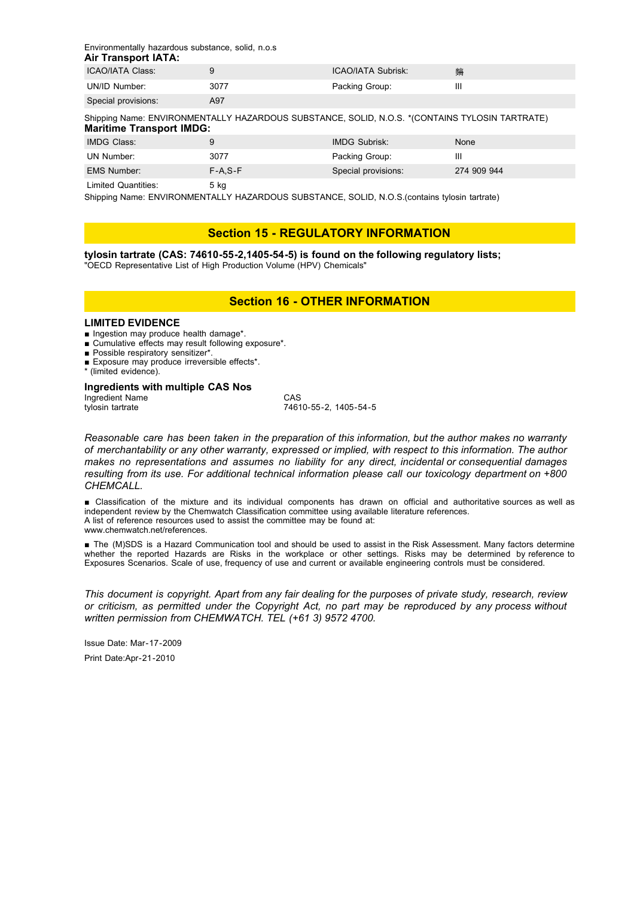Environmentally hazardous substance, solid, n.o.s

**Air Transport IATA:**

| | | | |
|---|---|---|---|
| ICAO/IATA Class: | 9 | ICAO/IATA Subrisk: | 毲 |
| UN/ID Number: | 3077 | Packing Group: | III |
| Special provisions: | A97 | | |

Shipping Name: ENVIRONMENTALLY HAZARDOUS SUBSTANCE, SOLID, N.O.S. *(CONTAINS TYLOSIN TARTRATE)

**Maritime Transport IMDG:**

| | | | |
|---|---|---|---|
| IMDG Class: | 9 | IMDG Subrisk: | None |
| UN Number: | 3077 | Packing Group: | III |
| EMS Number: | F-A,S-F | Special provisions: | 274 909 944 |
| Limited Quantities: | 5 kg | | |

Shipping Name: ENVIRONMENTALLY HAZARDOUS SUBSTANCE, SOLID, N.O.S.(contains tylosin tartrate)

## Section 15 - REGULATORY INFORMATION

**tylosin tartrate (CAS: 74610-55-2,1405-54-5) is found on the following regulatory lists;**
"OECD Representative List of High Production Volume (HPV) Chemicals"

## Section 16 - OTHER INFORMATION

### LIMITED EVIDENCE

- Ingestion may produce health damage*.
- Cumulative effects may result following exposure*.
- Possible respiratory sensitizer*.
- Exposure may produce irreversible effects*.

* (limited evidence).

### Ingredients with multiple CAS Nos

| Ingredient Name | CAS |
|---|---|
| tylosin tartrate | 74610-55-2, 1405-54-5 |

*Reasonable care has been taken in the preparation of this information, but the author makes no warranty of merchantability or any other warranty, expressed or implied, with respect to this information. The author makes no representations and assumes no liability for any direct, incidental or consequential damages resulting from its use. For additional technical information please call our toxicology department on +800 CHEMCALL.*

- Classification of the mixture and its individual components has drawn on official and authoritative sources as well as independent review by the Chemwatch Classification committee using available literature references.
A list of reference resources used to assist the committee may be found at:
www.chemwatch.net/references.

- The (M)SDS is a Hazard Communication tool and should be used to assist in the Risk Assessment. Many factors determine whether the reported Hazards are Risks in the workplace or other settings. Risks may be determined by reference to Exposures Scenarios. Scale of use, frequency of use and current or available engineering controls must be considered.

*This document is copyright. Apart from any fair dealing for the purposes of private study, research, review or criticism, as permitted under the Copyright Act, no part may be reproduced by any process without written permission from CHEMWATCH. TEL (+61 3) 9572 4700.*

Issue Date: Mar-17-2009

Print Date:Apr-21-2010